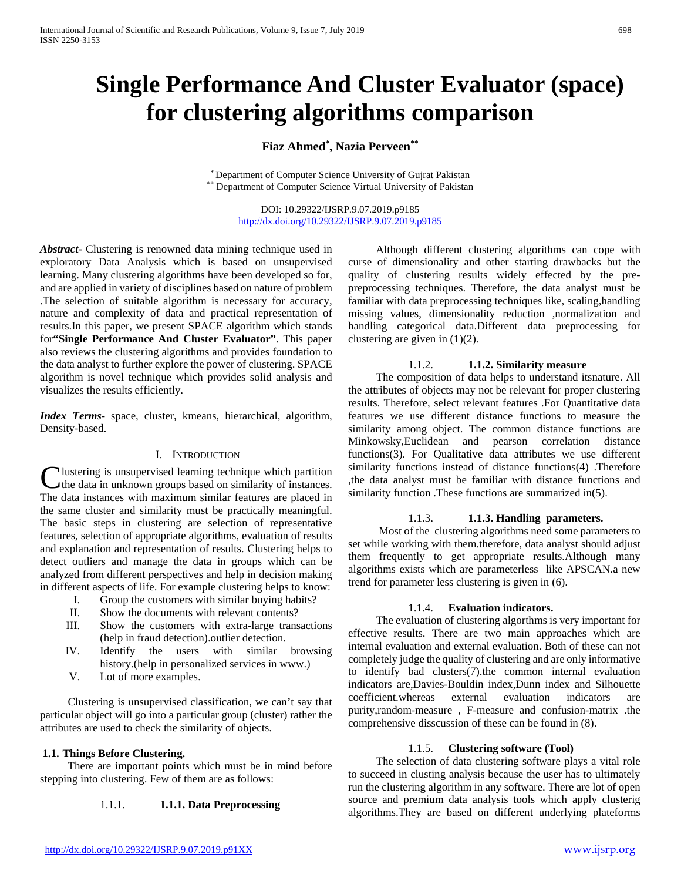# Single Performance And Cluster Evaluator (space) for clustering algorithms comparison

**Fiaz Ahmed[*], Nazia Perveen[**]**

[*] Department of Computer Science University of Gujrat Pakistan
[**] Department of Computer Science Virtual University of Pakistan

DOI: 10.29322/IJSRP.9.07.2019.p9185
http://dx.doi.org/10.29322/IJSRP.9.07.2019.p9185

***Abstract***- Clustering is renowned data mining technique used in exploratory Data Analysis which is based on unsupervised learning. Many clustering algorithms have been developed so for, and are applied in variety of disciplines based on nature of problem .The selection of suitable algorithm is necessary for accuracy, nature and complexity of data and practical representation of results.In this paper, we present SPACE algorithm which stands for**"Single Performance And Cluster Evaluator"**. This paper also reviews the clustering algorithms and provides foundation to the data analyst to further explore the power of clustering. SPACE algorithm is novel technique which provides solid analysis and visualizes the results efficiently.

***Index Terms***- space, cluster, kmeans, hierarchical, algorithm, Density-based.

## I. Introduction

Clustering is unsupervised learning technique which partition the data in unknown groups based on similarity of instances. The data instances with maximum similar features are placed in the same cluster and similarity must be practically meaningful. The basic steps in clustering are selection of representative features, selection of appropriate algorithms, evaluation of results and explanation and representation of results. Clustering helps to detect outliers and manage the data in groups which can be analyzed from different perspectives and help in decision making in different aspects of life. For example clustering helps to know:

I. Group the customers with similar buying habits?
II. Show the documents with relevant contents?
III. Show the customers with extra-large transactions (help in fraud detection).outlier detection.
IV. Identify the users with similar browsing history.(help in personalized services in www.)
V. Lot of more examples.

Clustering is unsupervised classification, we can't say that particular object will go into a particular group (cluster) rather the attributes are used to check the similarity of objects.

### 1.1. Things Before Clustering.

There are important points which must be in mind before stepping into clustering. Few of them are as follows:

#### 1.1.1. 1.1.1. Data Preprocessing

Although different clustering algorithms can cope with curse of dimensionality and other starting drawbacks but the quality of clustering results widely effected by the pre-preprocessing techniques. Therefore, the data analyst must be familiar with data preprocessing techniques like, scaling,handling missing values, dimensionality reduction ,normalization and handling categorical data.Different data preprocessing for clustering are given in (1)(2).

#### 1.1.2. 1.1.2. Similarity measure

The composition of data helps to understand itsnature. All the attributes of objects may not be relevant for proper clustering results. Therefore, select relevant features .For Quantitative data features we use different distance functions to measure the similarity among object. The common distance functions are Minkowsky,Euclidean and pearson correlation distance functions(3). For Qualitative data attributes we use different similarity functions instead of distance functions(4) .Therefore ,the data analyst must be familiar with distance functions and similarity function .These functions are summarized in(5).

#### 1.1.3. 1.1.3. Handling parameters.

Most of the clustering algorithms need some parameters to set while working with them.therefore, data analyst should adjust them frequently to get appropriate results.Although many algorithms exists which are parameterless like APSCAN.a new trend for parameter less clustering is given in (6).

#### 1.1.4. Evaluation indicators.

The evaluation of clustering algorthms is very important for effective results. There are two main approaches which are internal evaluation and external evaluation. Both of these can not completely judge the quality of clustering and are only informative to identify bad clusters(7).the common internal evaluation indicators are,Davies-Bouldin index,Dunn index and Silhouette coefficient.whereas external evaluation indicators are purity,random-measure , F-measure and confusion-matrix .the comprehensive disscussion of these can be found in (8).

#### 1.1.5. Clustering software (Tool)

The selection of data clustering software plays a vital role to succeed in clusting analysis because the user has to ultimately run the clustering algorithm in any software. There are lot of open source and premium data analysis tools which apply clusterig algorithms.They are based on different underlying plateforms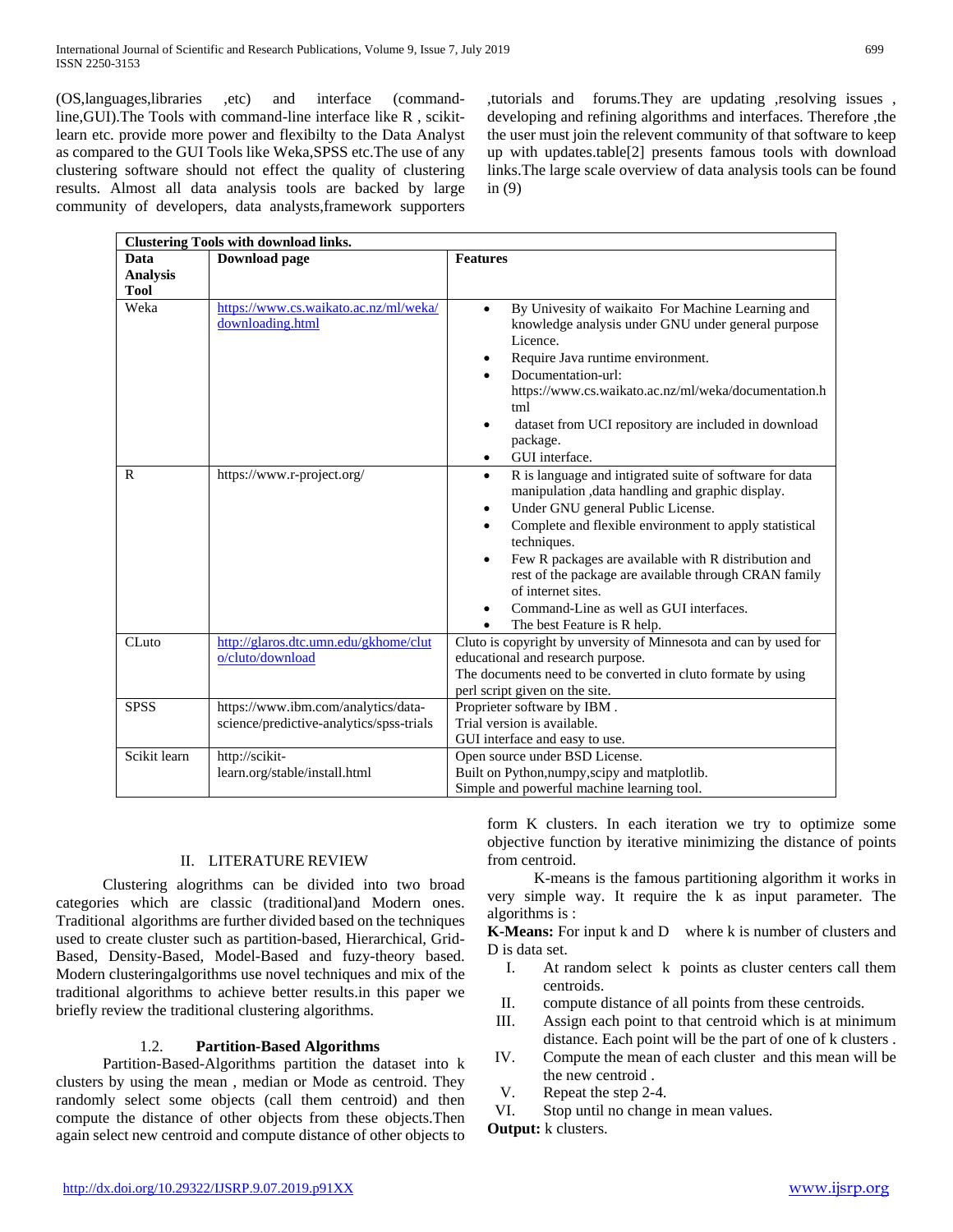(OS,languages,libraries ,etc) and interface (command-line,GUI).The Tools with command-line interface like R , scikit-learn etc. provide more power and flexibilty to the Data Analyst as compared to the GUI Tools like Weka,SPSS etc.The use of any clustering software should not effect the quality of clustering results. Almost all data analysis tools are backed by large community of developers, data analysts,framework supporters ,tutorials and forums.They are updating ,resolving issues , developing and refining algorithms and interfaces. Therefore ,the the user must join the relevent community of that software to keep up with updates.table[2] presents famous tools with download links.The large scale overview of data analysis tools can be found in (9)

| Clustering Tools with download links. | | |
|---|---|---|
| **Data Analysis Tool** | **Download page** | **Features** |
| Weka | https://www.cs.waikato.ac.nz/ml/weka/downloading.html | • By Univesity of waikaito For Machine Learning and knowledge analysis under GNU under general purpose Licence.<br>• Require Java runtime environment.<br>• Documentation-url: https://www.cs.waikato.ac.nz/ml/weka/documentation.html<br>• dataset from UCI repository are included in download package.<br>• GUI interface. |
| R | https://www.r-project.org/ | • R is language and intigrated suite of software for data manipulation ,data handling and graphic display.<br>• Under GNU general Public License.<br>• Complete and flexible environment to apply statistical techniques.<br>• Few R packages are available with R distribution and rest of the package are available through CRAN family of internet sites.<br>• Command-Line as well as GUI interfaces.<br>• The best Feature is R help. |
| CLuto | http://glaros.dtc.umn.edu/gkhome/cluto/cluto/download | Cluto is copyright by unversity of Minnesota and can by used for educational and research purpose.<br>The documents need to be converted in cluto formate by using perl script given on the site. |
| SPSS | https://www.ibm.com/analytics/data-science/predictive-analytics/spss-trials | Proprieter software by IBM .<br>Trial version is available.<br>GUI interface and easy to use. |
| Scikit learn | http://scikit-learn.org/stable/install.html | Open source under BSD License.<br>Built on Python,numpy,scipy and matplotlib.<br>Simple and powerful machine learning tool. |

## II. LITERATURE REVIEW

Clustering alogrithms can be divided into two broad categories which are classic (traditional)and Modern ones. Traditional algorithms are further divided based on the techniques used to create cluster such as partition-based, Hierarchical, Grid-Based, Density-Based, Model-Based and fuzy-theory based. Modern clusteringalgorithms use novel techniques and mix of the traditional algorithms to achieve better results.in this paper we briefly review the traditional clustering algorithms.

### 1.2. Partition-Based Algorithms

Partition-Based-Algorithms partition the dataset into k clusters by using the mean , median or Mode as centroid. They randomly select some objects (call them centroid) and then compute the distance of other objects from these objects.Then again select new centroid and compute distance of other objects to form K clusters. In each iteration we try to optimize some objective function by iterative minimizing the distance of points from centroid.

K-means is the famous partitioning algorithm it works in very simple way. It require the k as input parameter. The algorithms is :

**K-Means:** For input k and D where k is number of clusters and D is data set.

I. At random select k points as cluster centers call them centroids.
II. compute distance of all points from these centroids.
III. Assign each point to that centroid which is at minimum distance. Each point will be the part of one of k clusters .
IV. Compute the mean of each cluster and this mean will be the new centroid .
V. Repeat the step 2-4.
VI. Stop until no change in mean values.

**Output:** k clusters.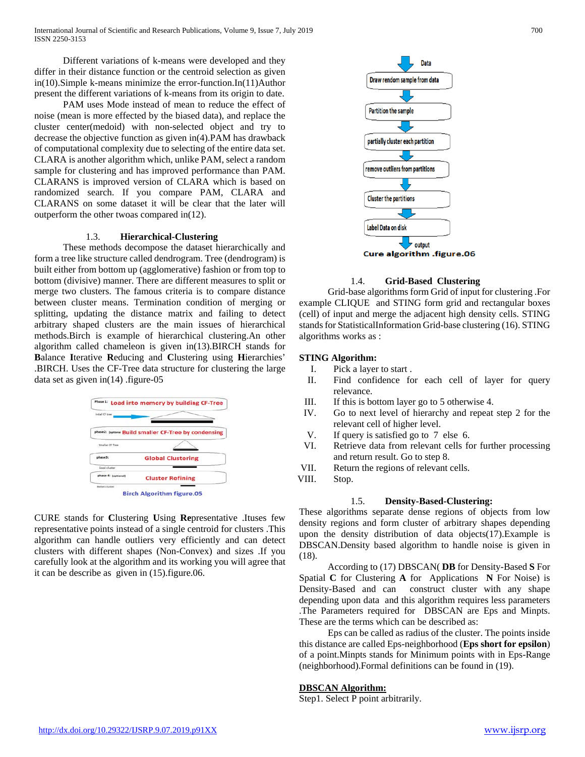Different variations of k-means were developed and they differ in their distance function or the centroid selection as given in(10).Simple k-means minimize the error-function.In(11)Author present the different variations of k-means from its origin to date.

PAM uses Mode instead of mean to reduce the effect of noise (mean is more effected by the biased data), and replace the cluster center(medoid) with non-selected object and try to decrease the objective function as given in(4).PAM has drawback of computational complexity due to selecting of the entire data set. CLARA is another algorithm which, unlike PAM, select a random sample for clustering and has improved performance than PAM. CLARANS is improved version of CLARA which is based on randomized search. If you compare PAM, CLARA and CLARANS on some dataset it will be clear that the later will outperform the other twoas compared in(12).

### 1.3. Hierarchical-Clustering

These methods decompose the dataset hierarchically and form a tree like structure called dendrogram. Tree (dendrogram) is built either from bottom up (agglomerative) fashion or from top to bottom (divisive) manner. There are different measures to split or merge two clusters. The famous criteria is to compare distance between cluster means. Termination condition of merging or splitting, updating the distance matrix and failing to detect arbitrary shaped clusters are the main issues of hierarchical methods.Birch is example of hierarchical clustering.An other algorithm called chameleon is given in(13).BIRCH stands for **B**alance **I**terative **R**educing and **C**lustering using **H**ierarchies' .BIRCH. Uses the CF-Tree data structure for clustering the large data set as given in(14) .figure-05

Birch Algorithm figure.05

CURE stands for **C**lustering **U**sing **Re**presentative .Ituses few representative points instead of a single centroid for clusters .This algorithm can handle outliers very efficiently and can detect clusters with different shapes (Non-Convex) and sizes .If you carefully look at the algorithm and its working you will agree that it can be describe as given in (15).figure.06.

Cure algorithm .figure.06

### 1.4. Grid-Based Clustering

Grid-base algorithms form Grid of input for clustering .For example CLIQUE and STING form grid and rectangular boxes (cell) of input and merge the adjacent high density cells. STING stands for StatisticalInformation Grid-base clustering (16). STING algorithms works as :

**STING Algorithm:**

I. Pick a layer to start .
II. Find confidence for each cell of layer for query relevance.
III. If this is bottom layer go to 5 otherwise 4.
IV. Go to next level of hierarchy and repeat step 2 for the relevant cell of higher level.
V. If query is satisfied go to 7 else 6.
VI. Retrieve data from relevant cells for further processing and return result. Go to step 8.
VII. Return the regions of relevant cells.
VIII. Stop.

### 1.5. Density-Based-Clustering:

These algorithms separate dense regions of objects from low density regions and form cluster of arbitrary shapes depending upon the density distribution of data objects(17).Example is DBSCAN.Density based algorithm to handle noise is given in (18).

According to (17) DBSCAN( **DB** for Density-Based **S** For Spatial **C** for Clustering **A** for Applications **N** For Noise) is Density-Based and can construct cluster with any shape depending upon data and this algorithm requires less parameters .The Parameters required for DBSCAN are Eps and Minpts. These are the terms which can be described as:

Eps can be called as radius of the cluster. The points inside this distance are called Eps-neighborhood (**Eps short for epsilon**) of a point.Minpts stands for Minimum points with in Eps-Range (neighborhood).Formal definitions can be found in (19).

**DBSCAN Algorithm:**

Step1. Select P point arbitrarily.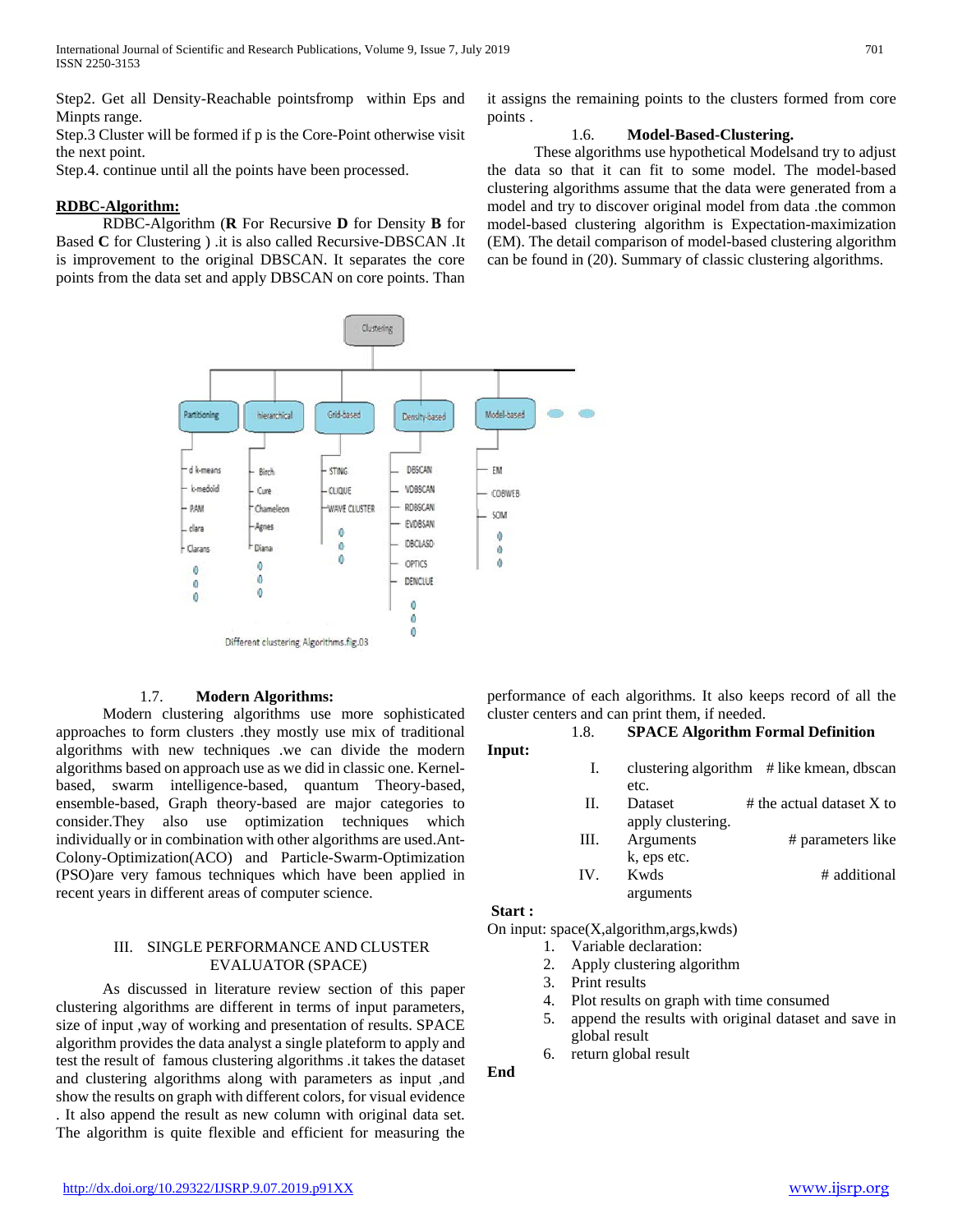Step2. Get all Density-Reachable pointsfromp within Eps and Minpts range.

Step.3 Cluster will be formed if p is the Core-Point otherwise visit the next point.

Step.4. continue until all the points have been processed.

**RDBC-Algorithm:**

RDBC-Algorithm (**R** For Recursive **D** for Density **B** for Based **C** for Clustering ) .it is also called Recursive-DBSCAN .It is improvement to the original DBSCAN. It separates the core points from the data set and apply DBSCAN on core points. Than it assigns the remaining points to the clusters formed from core points .

### 1.6. Model-Based-Clustering.

These algorithms use hypothetical Modelsand try to adjust the data so that it can fit to some model. The model-based clustering algorithms assume that the data were generated from a model and try to discover original model from data .the common model-based clustering algorithm is Expectation-maximization (EM). The detail comparison of model-based clustering algorithm can be found in (20). Summary of classic clustering algorithms.

Different clustering Algorithms.fig.03

### 1.7. Modern Algorithms:

Modern clustering algorithms use more sophisticated approaches to form clusters .they mostly use mix of traditional algorithms with new techniques .we can divide the modern algorithms based on approach use as we did in classic one. Kernel-based, swarm intelligence-based, quantum Theory-based, ensemble-based, Graph theory-based are major categories to consider.They also use optimization techniques which individually or in combination with other algorithms are used.Ant-Colony-Optimization(ACO) and Particle-Swarm-Optimization (PSO)are very famous techniques which have been applied in recent years in different areas of computer science.

## III. Single Performance and Cluster Evaluator (SPACE)

As discussed in literature review section of this paper clustering algorithms are different in terms of input parameters, size of input ,way of working and presentation of results. SPACE algorithm provides the data analyst a single plateform to apply and test the result of famous clustering algorithms .it takes the dataset and clustering algorithms along with parameters as input ,and show the results on graph with different colors, for visual evidence . It also append the result as new column with original data set. The algorithm is quite flexible and efficient for measuring the performance of each algorithms. It also keeps record of all the cluster centers and can print them, if needed.

### 1.8. SPACE Algorithm Formal Definition

**Input:**

I. clustering algorithm # like kmean, dbscan etc.

II. Dataset # the actual dataset X to apply clustering.

III. Arguments # parameters like k, eps etc.

IV. Kwds # additional arguments

**Start :**

On input: space(X,algorithm,args,kwds)

1. Variable declaration:
2. Apply clustering algorithm
3. Print results
4. Plot results on graph with time consumed
5. append the results with original dataset and save in global result
6. return global result

**End**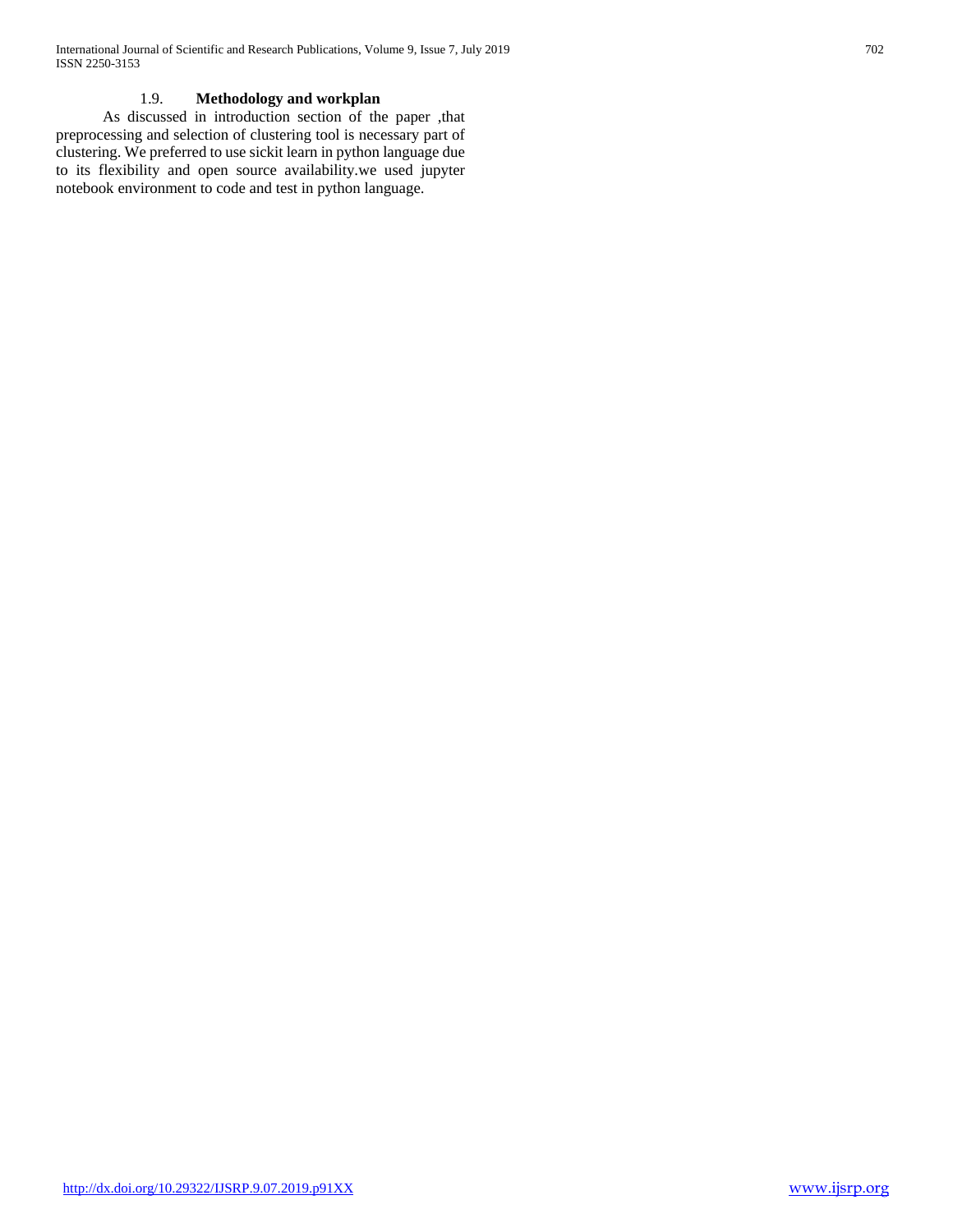### 1.9. **Methodology and workplan**

As discussed in introduction section of the paper ,that preprocessing and selection of clustering tool is necessary part of clustering. We preferred to use sickit learn in python language due to its flexibility and open source availability.we used jupyter notebook environment to code and test in python language.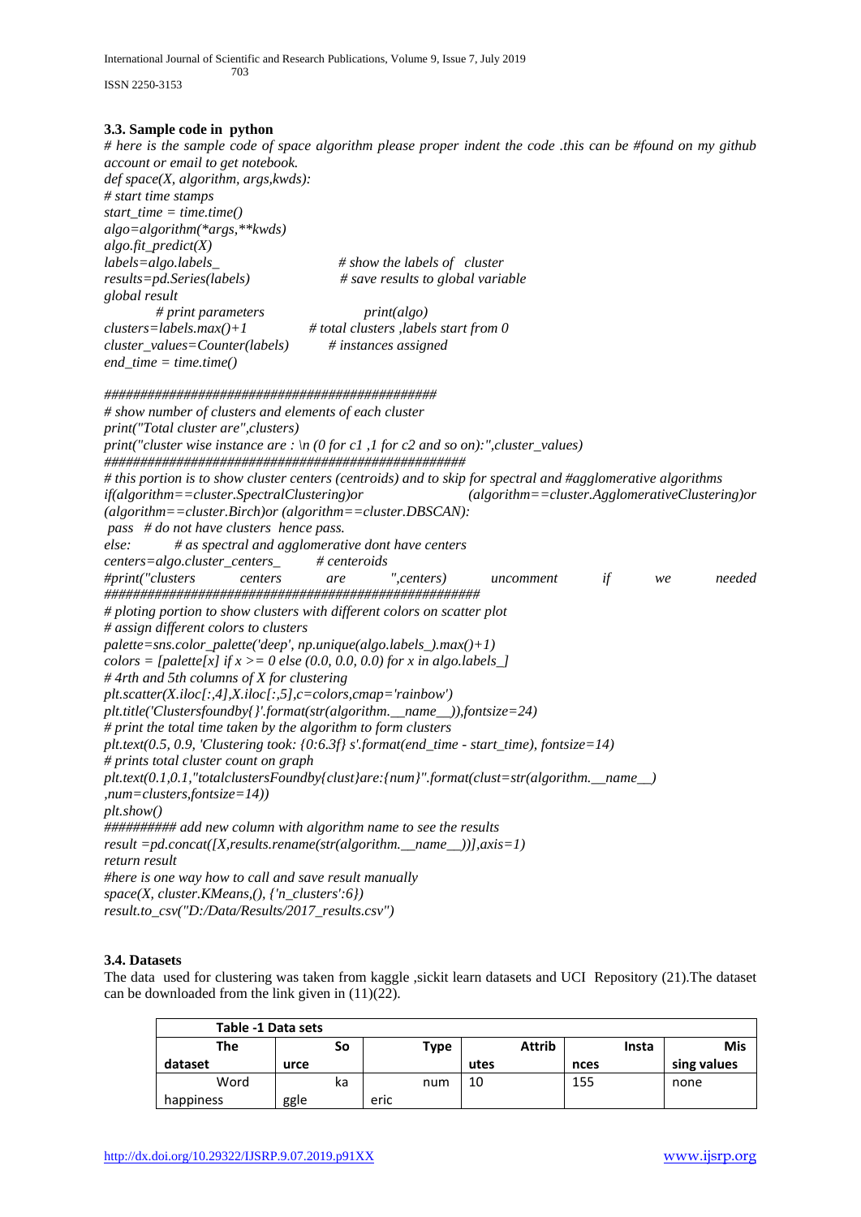### 3.3. Sample code in python

```
# here is the sample code of space algorithm please proper indent the code .this can be #found on my github account or email to get notebook.
def space(X, algorithm, args,kwds):
# start time stamps
start_time = time.time()
algo=algorithm(*args,**kwds)
algo.fit_predict(X)
labels=algo.labels_                # show the labels of  cluster
results=pd.Series(labels)          # save results to global variable
global result
    # print parameters               print(algo)
clusters=labels.max()+1            # total clusters ,labels start from 0
cluster_values=Counter(labels)      # instances assigned
end_time = time.time()

#################################################
# show number of clusters and elements of each cluster
print("Total cluster are",clusters)
print("cluster wise instance are : \n (0 for c1 ,1 for c2 and so on):",cluster_values)
######################################################
# this portion is to show cluster centers (centroids) and to skip for spectral and #agglomerative algorithms
if(algorithm==cluster.SpectralClustering)or                    (algorithm==cluster.AgglomerativeClustering)or (algorithm==cluster.Birch)or (algorithm==cluster.DBSCAN):
 pass  # do not have clusters  hence pass.
else:       # as spectral and agglomerative dont have centers
centers=algo.cluster_centers_       # centeroids
#print("clusters     centers     are     ",centers)     uncomment     if     we     needed
######################################################
# ploting portion to show clusters with different colors on scatter plot
# assign different colors to clusters
palette=sns.color_palette('deep', np.unique(algo.labels_).max()+1)
colors = [palette[x] if x >= 0 else (0.0, 0.0, 0.0) for x in algo.labels_]
# 4rth and 5th columns of X for clustering
plt.scatter(X.iloc[:,4],X.iloc[:,5],c=colors,cmap='rainbow')
plt.title('Clustersfoundby{}'.format(str(algorithm.__name__)),fontsize=24)
# print the total time taken by the algorithm to form clusters
plt.text(0.5, 0.9, 'Clustering took: {0:6.3f} s'.format(end_time - start_time), fontsize=14)
# prints total cluster count on graph
plt.text(0.1,0.1,"totalclustersFoundby{clust}are:{num}".format(clust=str(algorithm.__name__)
,num=clusters,fontsize=14))
plt.show()
########## add new column with algorithm name to see the results
result =pd.concat([X,results.rename(str(algorithm.__name__))],axis=1)
return result
#here is one way how to call and save result manually
space(X, cluster.KMeans,(), {'n_clusters':6})
result.to_csv("D:/Data/Results/2017_results.csv")
```

### 3.4. Datasets

The data used for clustering was taken from kaggle ,sickit learn datasets and UCI Repository (21).The dataset can be downloaded from the link given in (11)(22).

| Table -1 Data sets | | | | | |
|---|---|---|---|---|---|
| The dataset | Source | Type | Attributes | Instances | Missing values |
| Word happiness | kaggle | numeric | 10 | 155 | none |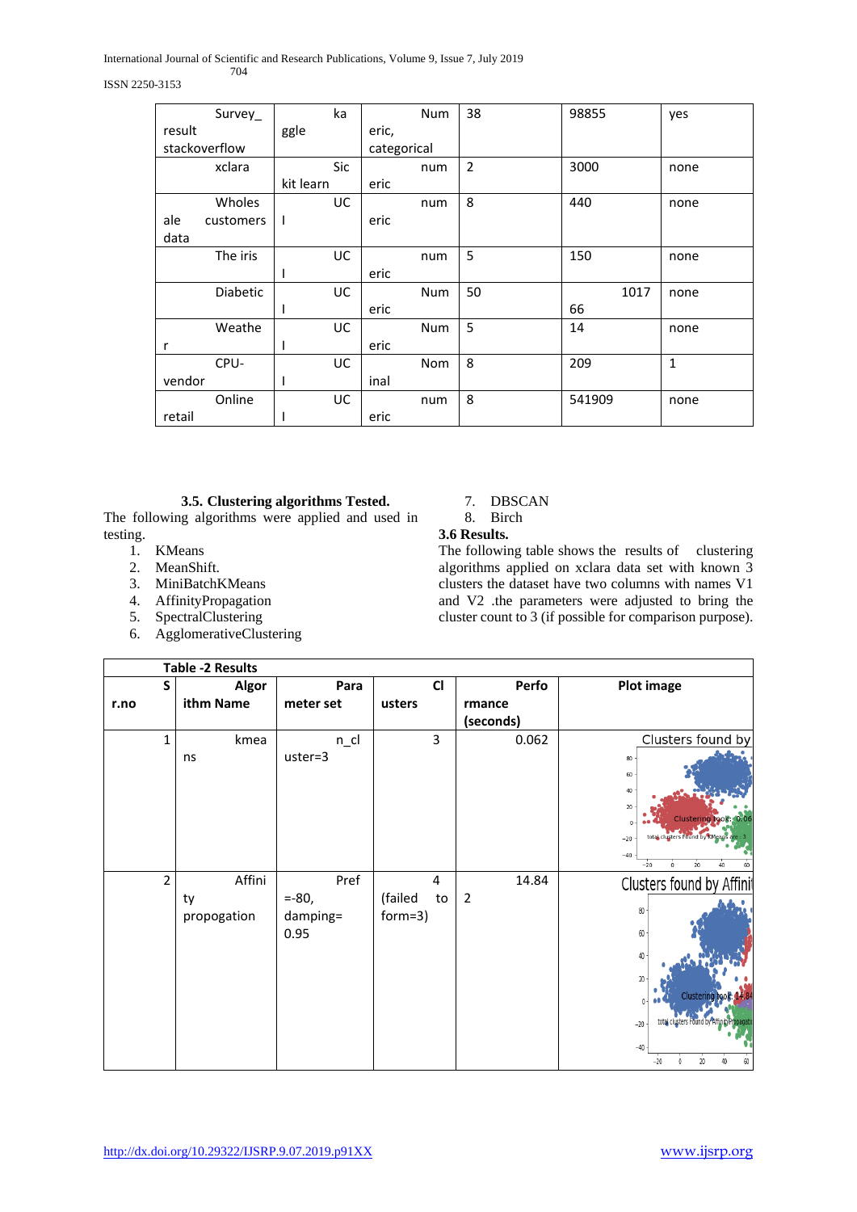| Survey_ result stackoverflow | kaggle | Numeric, categorical | 38 | 98855 | yes |
|---|---|---|---|---|---|
| xclara | Sickit learn | numeric | 2 | 3000 | none |
| Wholesale customers data | UCI | numeric | 8 | 440 | none |
| The iris | UCI | numeric | 5 | 150 | none |
| Diabetic | UCI | Numeric | 50 | 101766 | none |
| Weather | UCI | Numeric | 5 | 14 | none |
| CPU-vendor | UCI | Nominal | 8 | 209 | 1 |
| Online retail | UCI | numeric | 8 | 541909 | none |

### 3.5. Clustering algorithms Tested.

The following algorithms were applied and used in testing.

1. KMeans
2. MeanShift.
3. MiniBatchKMeans
4. AffinityPropagation
5. SpectralClustering
6. AgglomerativeClustering
7. DBSCAN
8. Birch

### 3.6 Results.

The following table shows the results of clustering algorithms applied on xclara data set with known 3 clusters the dataset have two columns with names V1 and V2 .the parameters were adjusted to bring the cluster count to 3 (if possible for comparison purpose).

**Table -2 Results**

| Sr.no | Algorithm Name | Parameter set | Clusters | Performance (seconds) | Plot image |
|---|---|---|---|---|---|
| 1 | kmeans | n_cluster=3 | 3 | 0.062 | Clusters found by |
| 2 | Affinity propogation | Pref =-80, damping= 0.95 | 4 (failed to form=3) | 2 14.84 | Clusters found by Affini |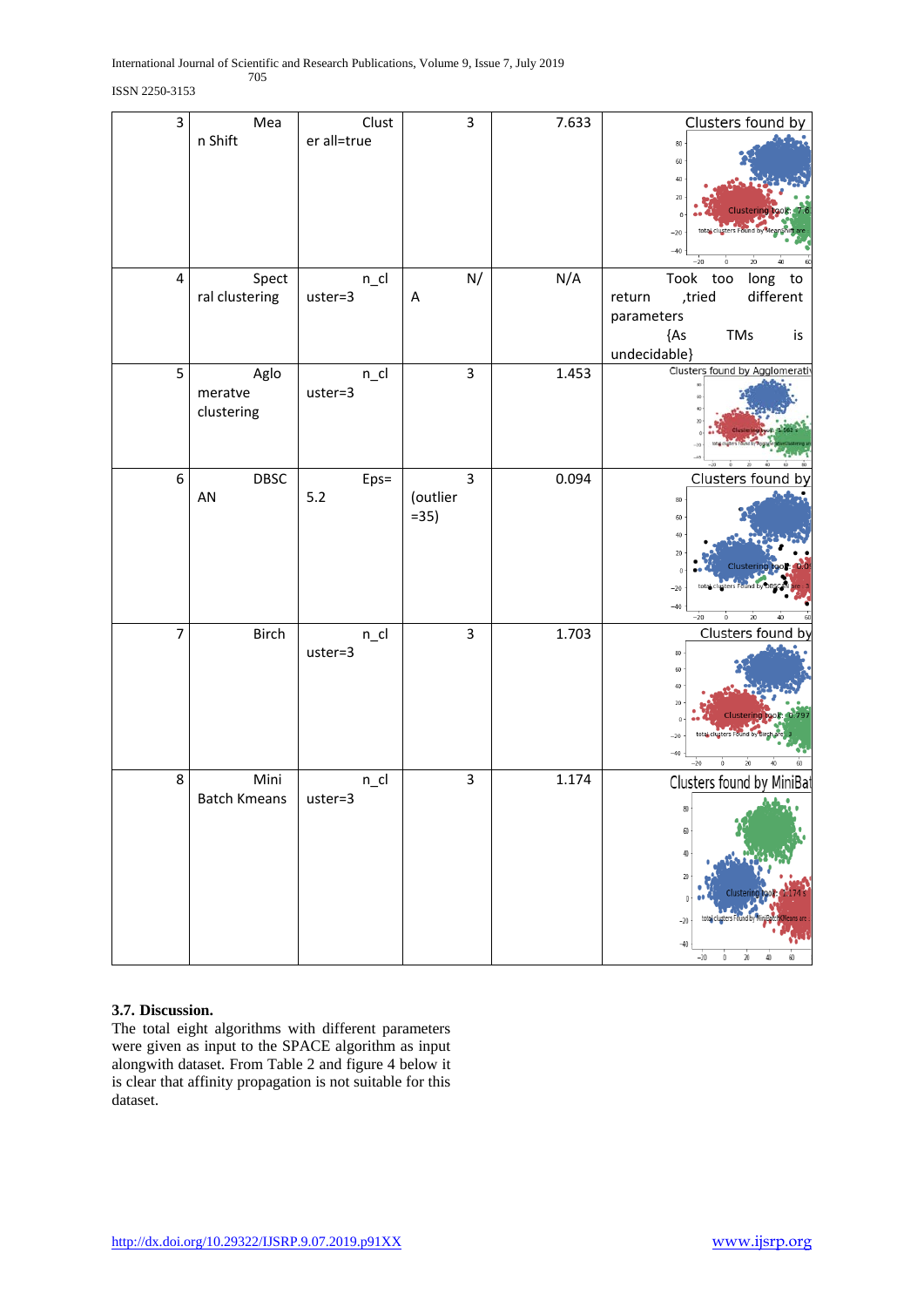| 3 | Mean Shift | Cluster all=true | 3 | 7.633 | |
|---|---|---|---|---|---|
| 4 | Spectral clustering | n_cluster=3 | N/A | N/A | Took too long to return ,tried different parameters {As TMs is undecidable} |
| 5 | Aglomeratve clustering | n_cluster=3 | 3 | 1.453 | |
| 6 | DBSCAN | Eps=5.2 | 3 (outlier =35) | 0.094 | |
| 7 | Birch | n_cluster=3 | 3 | 1.703 | |
| 8 | Mini Batch Kmeans | n_cluster=3 | 3 | 1.174 | |

### 3.7. Discussion.

The total eight algorithms with different parameters were given as input to the SPACE algorithm as input alongwith dataset. From Table 2 and figure 4 below it is clear that affinity propagation is not suitable for this dataset.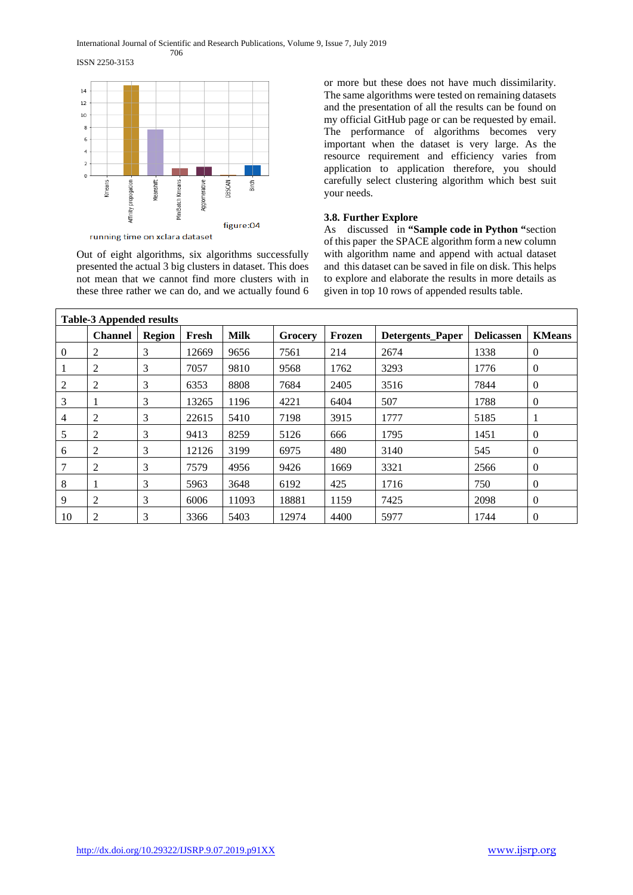figure:04

running time on xclara dataset

Out of eight algorithms, six algorithms successfully presented the actual 3 big clusters in dataset. This does not mean that we cannot find more clusters with in these three rather we can do, and we actually found 6 or more but these does not have much dissimilarity. The same algorithms were tested on remaining datasets and the presentation of all the results can be found on my official GitHub page or can be requested by email. The performance of algorithms becomes very important when the dataset is very large. As the resource requirement and efficiency varies from application to application therefore, you should carefully select clustering algorithm which best suit your needs.

### 3.8. Further Explore

As discussed in **"Sample code in Python "**section of this paper the SPACE algorithm form a new column with algorithm name and append with actual dataset and this dataset can be saved in file on disk. This helps to explore and elaborate the results in more details as given in top 10 rows of appended results table.

**Table-3 Appended results**

| | Channel | Region | Fresh | Milk | Grocery | Frozen | Detergents_Paper | Delicassen | KMeans |
|---|---|---|---|---|---|---|---|---|---|
| 0 | 2 | 3 | 12669 | 9656 | 7561 | 214 | 2674 | 1338 | 0 |
| 1 | 2 | 3 | 7057 | 9810 | 9568 | 1762 | 3293 | 1776 | 0 |
| 2 | 2 | 3 | 6353 | 8808 | 7684 | 2405 | 3516 | 7844 | 0 |
| 3 | 1 | 3 | 13265 | 1196 | 4221 | 6404 | 507 | 1788 | 0 |
| 4 | 2 | 3 | 22615 | 5410 | 7198 | 3915 | 1777 | 5185 | 1 |
| 5 | 2 | 3 | 9413 | 8259 | 5126 | 666 | 1795 | 1451 | 0 |
| 6 | 2 | 3 | 12126 | 3199 | 6975 | 480 | 3140 | 545 | 0 |
| 7 | 2 | 3 | 7579 | 4956 | 9426 | 1669 | 3321 | 2566 | 0 |
| 8 | 1 | 3 | 5963 | 3648 | 6192 | 425 | 1716 | 750 | 0 |
| 9 | 2 | 3 | 6006 | 11093 | 18881 | 1159 | 7425 | 2098 | 0 |
| 10 | 2 | 3 | 3366 | 5403 | 12974 | 4400 | 5977 | 1744 | 0 |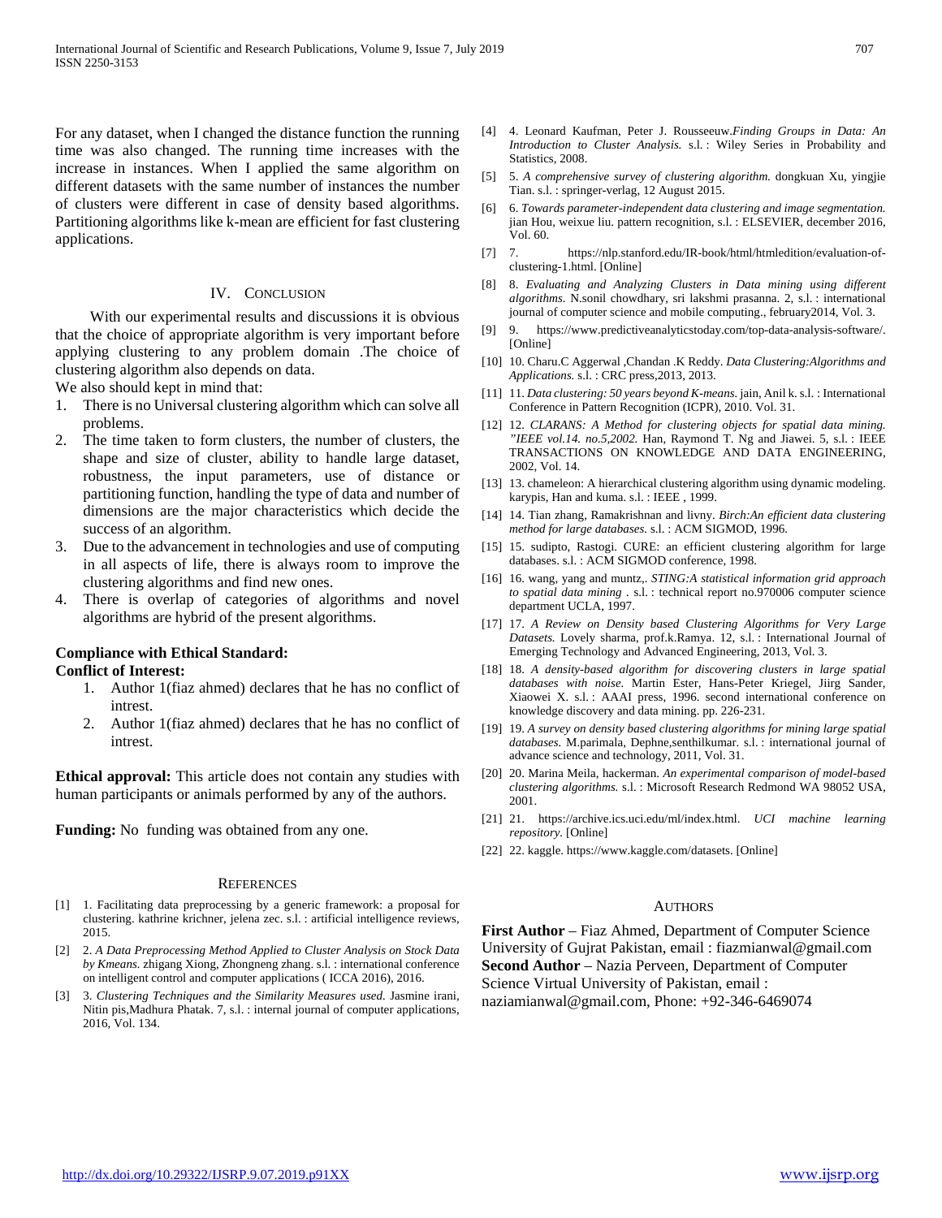For any dataset, when I changed the distance function the running time was also changed. The running time increases with the increase in instances. When I applied the same algorithm on different datasets with the same number of instances the number of clusters were different in case of density based algorithms. Partitioning algorithms like k-mean are efficient for fast clustering applications.

## IV. Conclusion

With our experimental results and discussions it is obvious that the choice of appropriate algorithm is very important before applying clustering to any problem domain .The choice of clustering algorithm also depends on data.

We also should kept in mind that:

1. There is no Universal clustering algorithm which can solve all problems.
2. The time taken to form clusters, the number of clusters, the shape and size of cluster, ability to handle large dataset, robustness, the input parameters, use of distance or partitioning function, handling the type of data and number of dimensions are the major characteristics which decide the success of an algorithm.
3. Due to the advancement in technologies and use of computing in all aspects of life, there is always room to improve the clustering algorithms and find new ones.
4. There is overlap of categories of algorithms and novel algorithms are hybrid of the present algorithms.

**Compliance with Ethical Standard:**

**Conflict of Interest:**

1. Author 1(fiaz ahmed) declares that he has no conflict of intrest.
2. Author 1(fiaz ahmed) declares that he has no conflict of intrest.

**Ethical approval:** This article does not contain any studies with human participants or animals performed by any of the authors.

**Funding:** No funding was obtained from any one.

## References

[1] 1. Facilitating data preprocessing by a generic framework: a proposal for clustering. kathrine krichner, jelena zec. s.l. : artificial intelligence reviews, 2015.

[2] 2. *A Data Preprocessing Method Applied to Cluster Analysis on Stock Data by Kmeans.* zhigang Xiong, Zhongneng zhang. s.l. : international conference on intelligent control and computer applications ( ICCA 2016), 2016.

[3] 3. *Clustering Techniques and the Similarity Measures used.* Jasmine irani, Nitin pis,Madhura Phatak. 7, s.l. : internal journal of computer applications, 2016, Vol. 134.

[4] 4. Leonard Kaufman, Peter J. Rousseeuw.*Finding Groups in Data: An Introduction to Cluster Analysis.* s.l. : Wiley Series in Probability and Statistics, 2008.

[5] 5. *A comprehensive survey of clustering algorithm.* dongkuan Xu, yingjie Tian. s.l. : springer-verlag, 12 August 2015.

[6] 6. *Towards parameter-independent data clustering and image segmentation.* jian Hou, weixue liu. pattern recognition, s.l. : ELSEVIER, december 2016, Vol. 60.

[7] 7. https://nlp.stanford.edu/IR-book/html/htmledition/evaluation-of-clustering-1.html. [Online]

[8] 8. *Evaluating and Analyzing Clusters in Data mining using different algorithms.* N.sonil chowdhary, sri lakshmi prasanna. 2, s.l. : international journal of computer science and mobile computing., february2014, Vol. 3.

[9] 9. https://www.predictiveanalyticstoday.com/top-data-analysis-software/. [Online]

[10] 10. Charu.C Aggerwal ,Chandan .K Reddy. *Data Clustering:Algorithms and Applications.* s.l. : CRC press,2013, 2013.

[11] 11. *Data clustering: 50 years beyond K-means.* jain, Anil k. s.l. : International Conference in Pattern Recognition (ICPR), 2010. Vol. 31.

[12] 12. *CLARANS: A Method for clustering objects for spatial data mining. "IEEE vol.14. no.5,2002.* Han, Raymond T. Ng and Jiawei. 5, s.l. : IEEE TRANSACTIONS ON KNOWLEDGE AND DATA ENGINEERING, 2002, Vol. 14.

[13] 13. chameleon: A hierarchical clustering algorithm using dynamic modeling. karypis, Han and kuma. s.l. : IEEE , 1999.

[14] 14. Tian zhang, Ramakrishnan and livny. *Birch:An efficient data clustering method for large databases.* s.l. : ACM SIGMOD, 1996.

[15] 15. sudipto, Rastogi. CURE: an efficient clustering algorithm for large databases. s.l. : ACM SIGMOD conference, 1998.

[16] 16. wang, yang and muntz,. *STING:A statistical information grid approach to spatial data mining .* s.l. : technical report no.970006 computer science department UCLA, 1997.

[17] 17. *A Review on Density based Clustering Algorithms for Very Large Datasets.* Lovely sharma, prof.k.Ramya. 12, s.l. : International Journal of Emerging Technology and Advanced Engineering, 2013, Vol. 3.

[18] 18. *A density-based algorithm for discovering clusters in large spatial databases with noise.* Martin Ester, Hans-Peter Kriegel, Jiirg Sander, Xiaowei X. s.l. : AAAI press, 1996. second international conference on knowledge discovery and data mining. pp. 226-231.

[19] 19. *A survey on density based clustering algorithms for mining large spatial databases.* M.parimala, Dephne,senthilkumar. s.l. : international journal of advance science and technology, 2011, Vol. 31.

[20] 20. Marina Meila, hackerman. *An experimental comparison of model-based clustering algorithms.* s.l. : Microsoft Research Redmond WA 98052 USA, 2001.

[21] 21. https://archive.ics.uci.edu/ml/index.html. *UCI machine learning repository.* [Online]

[22] 22. kaggle. https://www.kaggle.com/datasets. [Online]

## Authors

**First Author** – Fiaz Ahmed, Department of Computer Science University of Gujrat Pakistan, email : fiazmianwal@gmail.com

**Second Author** – Nazia Perveen, Department of Computer Science Virtual University of Pakistan, email : naziamianwal@gmail.com, Phone: +92-346-6469074